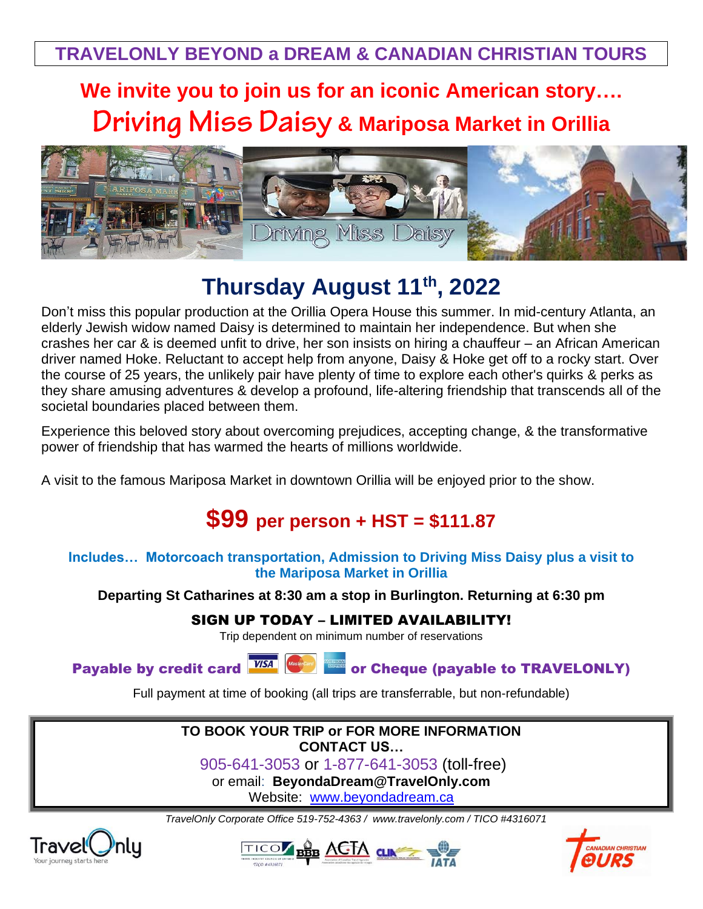**TRAVELONLY BEYOND a DREAM & CANADIAN CHRISTIAN TOURS**

# We invite you to join us for an iconic American story….

# Driving Miss Daisy & Mariposa Market in Orillia

## Thursday August 11th, 2022

Don't miss this popular production at the Orillia Opera House this summer. In mid-century Atlanta, an elderly Jewish widow named Daisy is determined to maintain her independence. But when she crashes her car & is deemed unfit to drive, her son insists on hiring a chauffeur – an African American driver named Hoke. Reluctant to accept help from anyone, Daisy & Hoke get off to a rocky start. Over the course of 25 years, the unlikely pair have plenty of time to explore each other's quirks & perks as they share amusing adventures & develop a profound, life-altering friendship that transcends all of the societal boundaries placed between them.

Experience this beloved story about overcoming prejudices, accepting change, & the transformative power of friendship that has warmed the hearts of millions worldwide.

A visit to the famous Mariposa Market in downtown Orillia will be enjoyed prior to the show.

## $99 per person + HST = $111.87

**Includes… Motorcoach transportation, Admission to Driving Miss Daisy plus a visit to the Mariposa Market in Orillia**

**Departing St Catharines at 8:30 am a stop in Burlington. Returning at 6:30 pm**

**SIGN UP TODAY – LIMITED AVAILABILITY!**

Trip dependent on minimum number of reservations

**Payable by credit card or Cheque (payable to TRAVELONLY)**

Full payment at time of booking (all trips are transferrable, but non-refundable)

**TO BOOK YOUR TRIP or FOR MORE INFORMATION CONTACT US…**

905-641-3053 or 1-877-641-3053 (toll-free)

or email: **BeyondaDream@TravelOnly.com**

Website: www.beyondadream.ca

*TravelOnly Corporate Office 519-752-4363 / www.travelonly.com / TICO #4316071*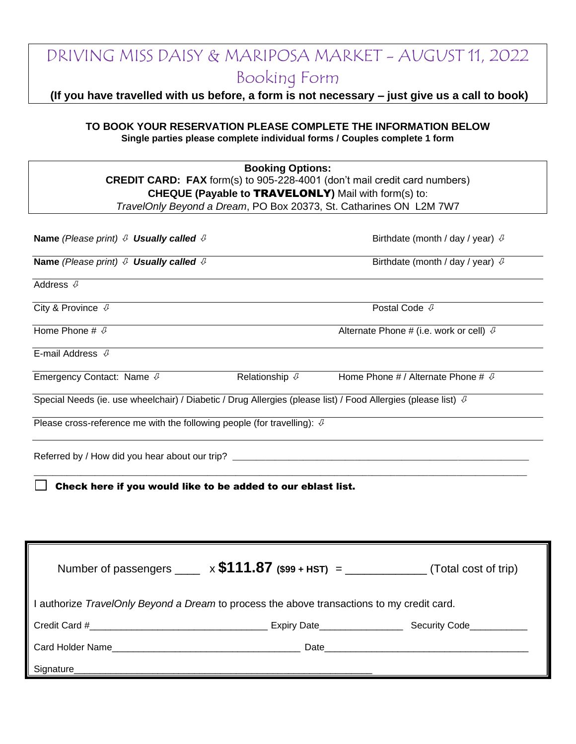# DRIVING MISS DAISY & MARIPOSA MARKET - AUGUST 11, 2022

## Booking Form

**(If you have travelled with us before, a form is not necessary – just give us a call to book)**

**TO BOOK YOUR RESERVATION PLEASE COMPLETE THE INFORMATION BELOW**
**Single parties please complete individual forms / Couples complete 1 form**

**Booking Options:**
**CREDIT CARD: FAX** form(s) to 905-228-4001 (don't mail credit card numbers)
**CHEQUE (Payable to TRAVELONLY)** Mail with form(s) to:
*TravelOnly Beyond a Dream*, PO Box 20373, St. Catharines ON L2M 7W7

**Name** *(Please print)* ⇩ ***Usually called*** ⇩ Birthdate (month / day / year) ⇩

**Name** *(Please print)* ⇩ ***Usually called*** ⇩ Birthdate (month / day / year) ⇩

Address ⇩

City & Province ⇩ Postal Code ⇩

Home Phone # ⇩ Alternate Phone # (i.e. work or cell) ⇩

E-mail Address ⇩

Emergency Contact: Name ⇩ Relationship ⇩ Home Phone # / Alternate Phone # ⇩

Special Needs (ie. use wheelchair) / Diabetic / Drug Allergies (please list) / Food Allergies (please list) ⇩

Please cross-reference me with the following people (for travelling): ⇩

Referred by / How did you hear about our trip? ____________________________________________

☐ **Check here if you would like to be added to our eblast list.**

Number of passengers ____ x **$111.87** **($99 + HST)** = ____________ (Total cost of trip)

I authorize *TravelOnly Beyond a Dream* to process the above transactions to my credit card.

Credit Card #________________________________ Expiry Date_______________ Security Code__________

Card Holder Name_________________________________ Date____________________________________

Signature_______________________________________________________